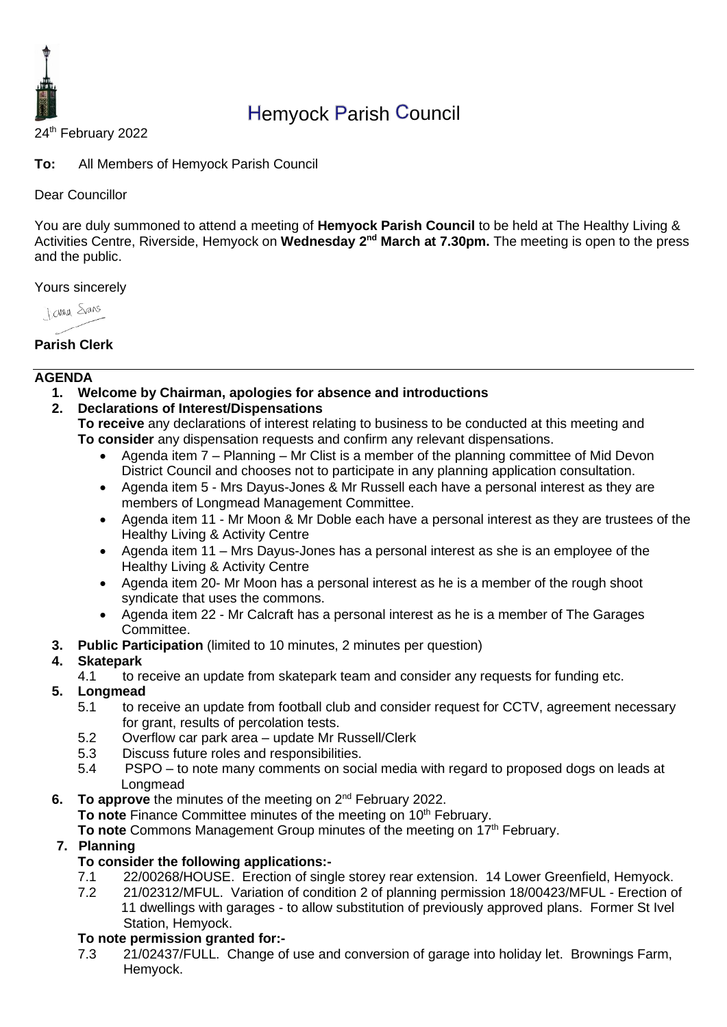# Hemyock Parish Council

24th February 2022

**To:** All Members of Hemyock Parish Council

Dear Councillor

You are duly summoned to attend a meeting of **Hemyock Parish Council** to be held at The Healthy Living & Activities Centre, Riverside, Hemyock on **Wednesday 2nd March at 7.30pm.** The meeting is open to the press and the public.

Yours sincerely

Joanna Evans

**Parish Clerk**

---

## AGENDA

1. **Welcome by Chairman, apologies for absence and introductions**
2. **Declarations of Interest/Dispensations**
   **To receive** any declarations of interest relating to business to be conducted at this meeting and **To consider** any dispensation requests and confirm any relevant dispensations.
   - Agenda item 7 – Planning – Mr Clist is a member of the planning committee of Mid Devon District Council and chooses not to participate in any planning application consultation.
   - Agenda item 5 - Mrs Dayus-Jones & Mr Russell each have a personal interest as they are members of Longmead Management Committee.
   - Agenda item 11 - Mr Moon & Mr Doble each have a personal interest as they are trustees of the Healthy Living & Activity Centre
   - Agenda item 11 – Mrs Dayus-Jones has a personal interest as she is an employee of the Healthy Living & Activity Centre
   - Agenda item 20- Mr Moon has a personal interest as he is a member of the rough shoot syndicate that uses the commons.
   - Agenda item 22 - Mr Calcraft has a personal interest as he is a member of The Garages Committee.
3. **Public Participation** (limited to 10 minutes, 2 minutes per question)
4. **Skatepark**
   4.1 to receive an update from skatepark team and consider any requests for funding etc.
5. **Longmead**
   5.1 to receive an update from football club and consider request for CCTV, agreement necessary for grant, results of percolation tests.
   5.2 Overflow car park area – update Mr Russell/Clerk
   5.3 Discuss future roles and responsibilities.
   5.4 PSPO – to note many comments on social media with regard to proposed dogs on leads at Longmead
6. **To approve** the minutes of the meeting on 2nd February 2022.
   **To note** Finance Committee minutes of the meeting on 10th February.
   **To note** Commons Management Group minutes of the meeting on 17th February.
7. **Planning**
   **To consider the following applications:-**
   7.1 22/00268/HOUSE. Erection of single storey rear extension. 14 Lower Greenfield, Hemyock.
   7.2 21/02312/MFUL. Variation of condition 2 of planning permission 18/00423/MFUL - Erection of 11 dwellings with garages - to allow substitution of previously approved plans. Former St Ivel Station, Hemyock.
   **To note permission granted for:-**
   7.3 21/02437/FULL. Change of use and conversion of garage into holiday let. Brownings Farm, Hemyock.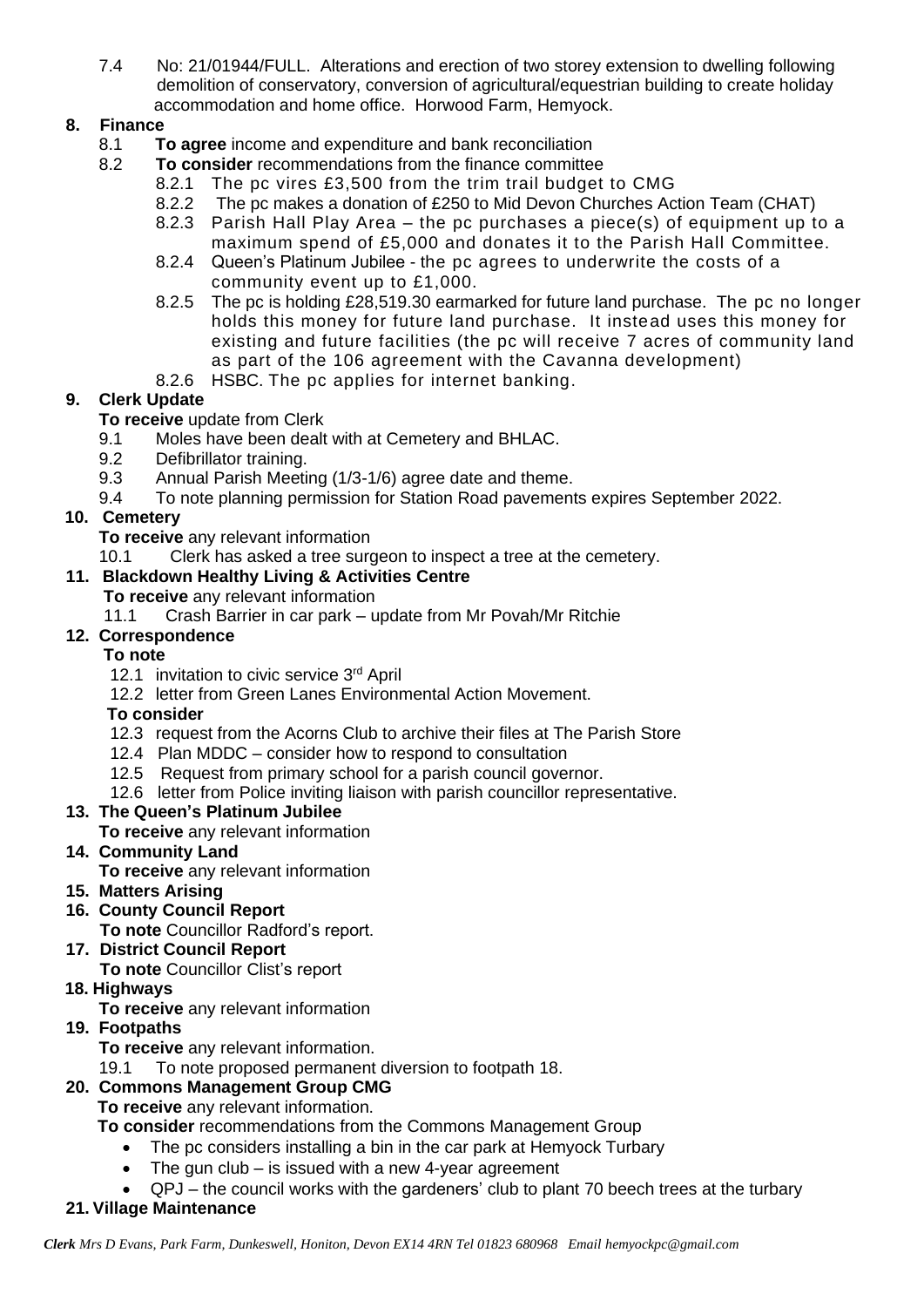7.4 No: 21/01944/FULL. Alterations and erection of two storey extension to dwelling following demolition of conservatory, conversion of agricultural/equestrian building to create holiday accommodation and home office. Horwood Farm, Hemyock.

**8. Finance**

- 8.1 **To agree** income and expenditure and bank reconciliation
- 8.2 **To consider** recommendations from the finance committee
  - 8.2.1 The pc vires £3,500 from the trim trail budget to CMG
  - 8.2.2 The pc makes a donation of £250 to Mid Devon Churches Action Team (CHAT)
  - 8.2.3 Parish Hall Play Area – the pc purchases a piece(s) of equipment up to a maximum spend of £5,000 and donates it to the Parish Hall Committee.
  - 8.2.4 Queen's Platinum Jubilee - the pc agrees to underwrite the costs of a community event up to £1,000.
  - 8.2.5 The pc is holding £28,519.30 earmarked for future land purchase. The pc no longer holds this money for future land purchase. It instead uses this money for existing and future facilities (the pc will receive 7 acres of community land as part of the 106 agreement with the Cavanna development)
  - 8.2.6 HSBC. The pc applies for internet banking.

**9. Clerk Update**

**To receive** update from Clerk

- 9.1 Moles have been dealt with at Cemetery and BHLAC.
- 9.2 Defibrillator training.
- 9.3 Annual Parish Meeting (1/3-1/6) agree date and theme.
- 9.4 To note planning permission for Station Road pavements expires September 2022.

**10. Cemetery**

**To receive** any relevant information

- 10.1 Clerk has asked a tree surgeon to inspect a tree at the cemetery.

**11. Blackdown Healthy Living & Activities Centre**

**To receive** any relevant information

- 11.1 Crash Barrier in car park – update from Mr Povah/Mr Ritchie

**12. Correspondence**

**To note**

- 12.1 invitation to civic service 3rd April
- 12.2 letter from Green Lanes Environmental Action Movement.

**To consider**

- 12.3 request from the Acorns Club to archive their files at The Parish Store
- 12.4 Plan MDDC – consider how to respond to consultation
- 12.5 Request from primary school for a parish council governor.
- 12.6 letter from Police inviting liaison with parish councillor representative.

**13. The Queen's Platinum Jubilee**

**To receive** any relevant information

**14. Community Land**

**To receive** any relevant information

**15. Matters Arising**

**16. County Council Report**

**To note** Councillor Radford's report.

**17. District Council Report**

**To note** Councillor Clist's report

**18. Highways**

**To receive** any relevant information

**19. Footpaths**

**To receive** any relevant information.

- 19.1 To note proposed permanent diversion to footpath 18.

**20. Commons Management Group CMG**

**To receive** any relevant information.

**To consider** recommendations from the Commons Management Group

- The pc considers installing a bin in the car park at Hemyock Turbary
- The gun club – is issued with a new 4-year agreement
- QPJ – the council works with the gardeners' club to plant 70 beech trees at the turbary

**21. Village Maintenance**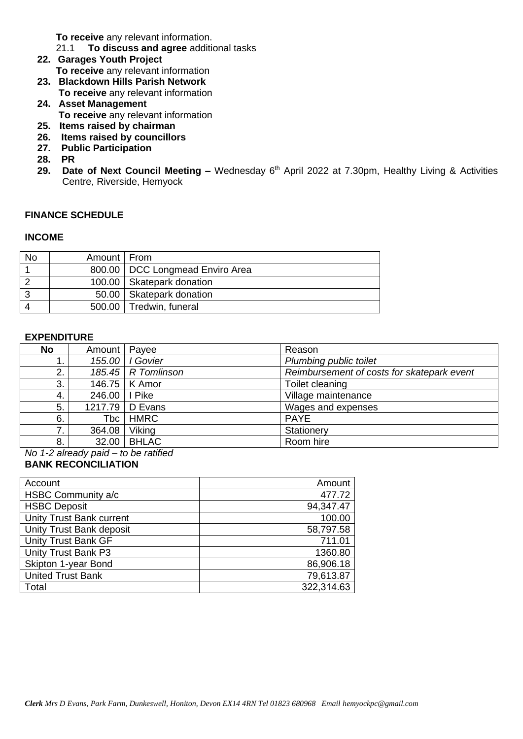**To receive** any relevant information.

21.1 **To discuss and agree** additional tasks

22. **Garages Youth Project**
    **To receive** any relevant information
23. **Blackdown Hills Parish Network**
    **To receive** any relevant information
24. **Asset Management**
    **To receive** any relevant information
25. **Items raised by chairman**
26. **Items raised by councillors**
27. **Public Participation**
28. **PR**
29. **Date of Next Council Meeting –** Wednesday 6th April 2022 at 7.30pm, Healthy Living & Activities Centre, Riverside, Hemyock

**FINANCE SCHEDULE**

**INCOME**

| No | Amount | From |
|---|---|---|
| 1 | 800.00 | DCC Longmead Enviro Area |
| 2 | 100.00 | Skatepark donation |
| 3 | 50.00 | Skatepark donation |
| 4 | 500.00 | Tredwin, funeral |

**EXPENDITURE**

| No | Amount | Payee | Reason |
|---|---|---|---|
| 1. | *155.00* | *I Govier* | *Plumbing public toilet* |
| 2. | *185.45* | *R Tomlinson* | *Reimbursement of costs for skatepark event* |
| 3. | 146.75 | K Amor | Toilet cleaning |
| 4. | 246.00 | I Pike | Village maintenance |
| 5. | 1217.79 | D Evans | Wages and expenses |
| 6. | Tbc | HMRC | PAYE |
| 7. | 364.08 | Viking | Stationery |
| 8. | 32.00 | BHLAC | Room hire |

*No 1-2 already paid – to be ratified*

**BANK RECONCILIATION**

| Account | Amount |
|---|---|
| HSBC Community a/c | 477.72 |
| HSBC Deposit | 94,347.47 |
| Unity Trust Bank current | 100.00 |
| Unity Trust Bank deposit | 58,797.58 |
| Unity Trust Bank GF | 711.01 |
| Unity Trust Bank P3 | 1360.80 |
| Skipton 1-year Bond | 86,906.18 |
| United Trust Bank | 79,613.87 |
| Total | 322,314.63 |

***Clerk*** *Mrs D Evans, Park Farm, Dunkeswell, Honiton, Devon EX14 4RN Tel 01823 680968 Email hemyockpc@gmail.com*